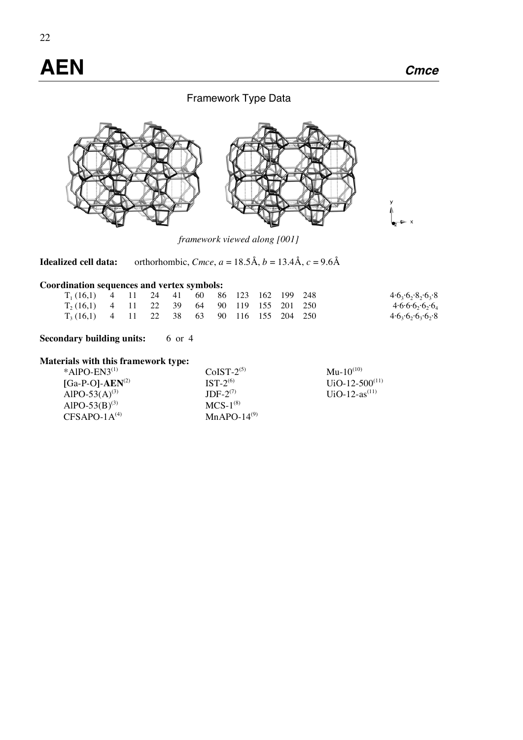# AEN *Cmce*

## Framework Type Data

*framework viewed along [001]*

**Idealized cell data:** orthorhombic, *Cmce*, *a* = 18.5Å, *b* = 13.4Å, *c* = 9.6Å

**Coordination sequences and vertex symbols:**

| | | | | | | | | | | | |
|---|---|---|---|---|---|---|---|---|---|---|---|
| $T_1$ (16,1) | 4 | 11 | 24 | 41 | 60 | 86 | 123 | 162 | 199 | 248 | $4{\cdot}6_3{\cdot}6_2{\cdot}8_2{\cdot}6_3{\cdot}8$ |
| $T_2$ (16,1) | 4 | 11 | 22 | 39 | 64 | 90 | 119 | 155 | 201 | 250 | $4{\cdot}6{\cdot}6{\cdot}6_2{\cdot}6_2{\cdot}6_4$ |
| $T_3$ (16,1) | 4 | 11 | 22 | 38 | 63 | 90 | 116 | 155 | 204 | 250 | $4{\cdot}6_3{\cdot}6_2{\cdot}6_3{\cdot}6_2{\cdot}8$ |

**Secondary building units:** 6 or 4

**Materials with this framework type:**

- *AlPO-EN3[1]
- [Ga-P-O]-**AEN**[2]
- AlPO-53(A)[3]
- AlPO-53(B)[3]
- CFSAPO-1A[4]
- CoIST-2[5]
- IST-2[6]
- JDF-2[7]
- MCS-1[8]
- MnAPO-14[9]
- Mu-10[10]
- UiO-12-500[11]
- UiO-12-as[11]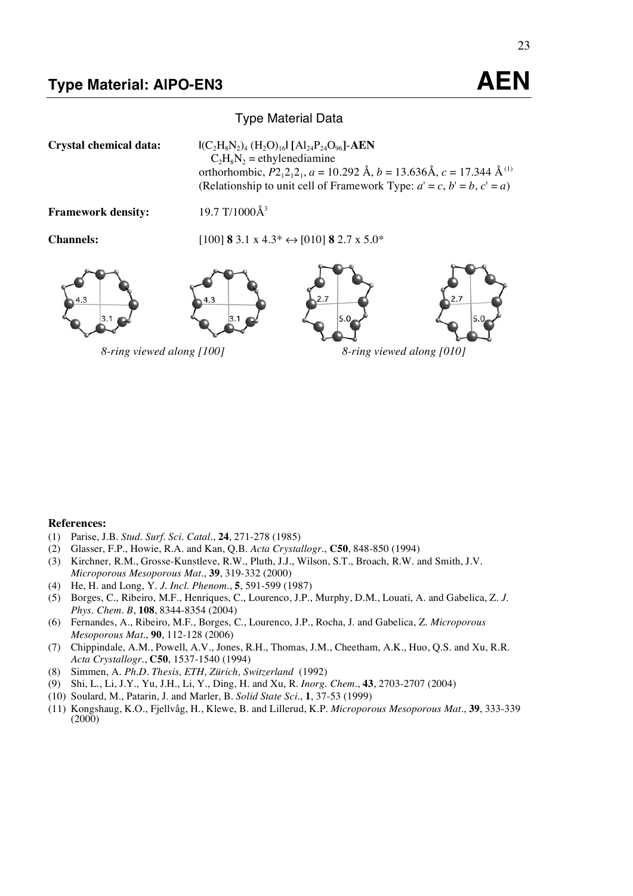# Type Material: AlPO-EN3 **AEN**

## Type Material Data

**Crystal chemical data:** $|(C_2H_8N_2)_4\ (H_2O)_{16}|\ [Al_{24}P_{24}O_{96}]$-**AEN**
$C_2H_8N_2$ = ethylenediamine
orthorhombic, $P2_12_12_1$, $a$ = 10.292 Å, $b$ = 13.636Å, $c$ = 17.344 Å [(1)]
(Relationship to unit cell of Framework Type: $a' = c$, $b' = b$, $c' = a$)

**Framework density:** 19.7 T/1000Å$^3$

**Channels:** [100] **8** 3.1 x 4.3* ↔ [010] **8** 2.7 x 5.0*

4.3
3.1
4.3
3.1
2.7
5.0
2.7
5.0

*8-ring viewed along [100]*

*8-ring viewed along [010]*

**References:**

(1) Parise, J.B. *Stud. Surf. Sci. Catal.*, **24**, 271-278 (1985)
(2) Glasser, F.P., Howie, R.A. and Kan, Q.B. *Acta Crystallogr.*, **C50**, 848-850 (1994)
(3) Kirchner, R.M., Grosse-Kunstleve, R.W., Pluth, J.J., Wilson, S.T., Broach, R.W. and Smith, J.V. *Microporous Mesoporous Mat.*, **39**, 319-332 (2000)
(4) He, H. and Long, Y. *J. Incl. Phenom.*, **5**, 591-599 (1987)
(5) Borges, C., Ribeiro, M.F., Henriques, C., Lourenco, J.P., Murphy, D.M., Louati, A. and Gabelica, Z. *J. Phys. Chem. B*, **108**, 8344-8354 (2004)
(6) Fernandes, A., Ribeiro, M.F., Borges, C., Lourenco, J.P., Rocha, J. and Gabelica, Z. *Microporous Mesoporous Mat.*, **90**, 112-128 (2006)
(7) Chippindale, A.M., Powell, A.V., Jones, R.H., Thomas, J.M., Cheetham, A.K., Huo, Q.S. and Xu, R.R. *Acta Crystallogr.*, **C50**, 1537-1540 (1994)
(8) Simmen, A. *Ph.D. Thesis, ETH, Zürich, Switzerland* (1992)
(9) Shi, L., Li, J.Y., Yu, J.H., Li, Y., Ding, H. and Xu, R. *Inorg. Chem.*, **43**, 2703-2707 (2004)
(10) Soulard, M., Patarin, J. and Marler, B. *Solid State Sci.*, **1**, 37-53 (1999)
(11) Kongshaug, K.O., Fjellvåg, H., Klewe, B. and Lillerud, K.P. *Microporous Mesoporous Mat.*, **39**, 333-339 (2000)